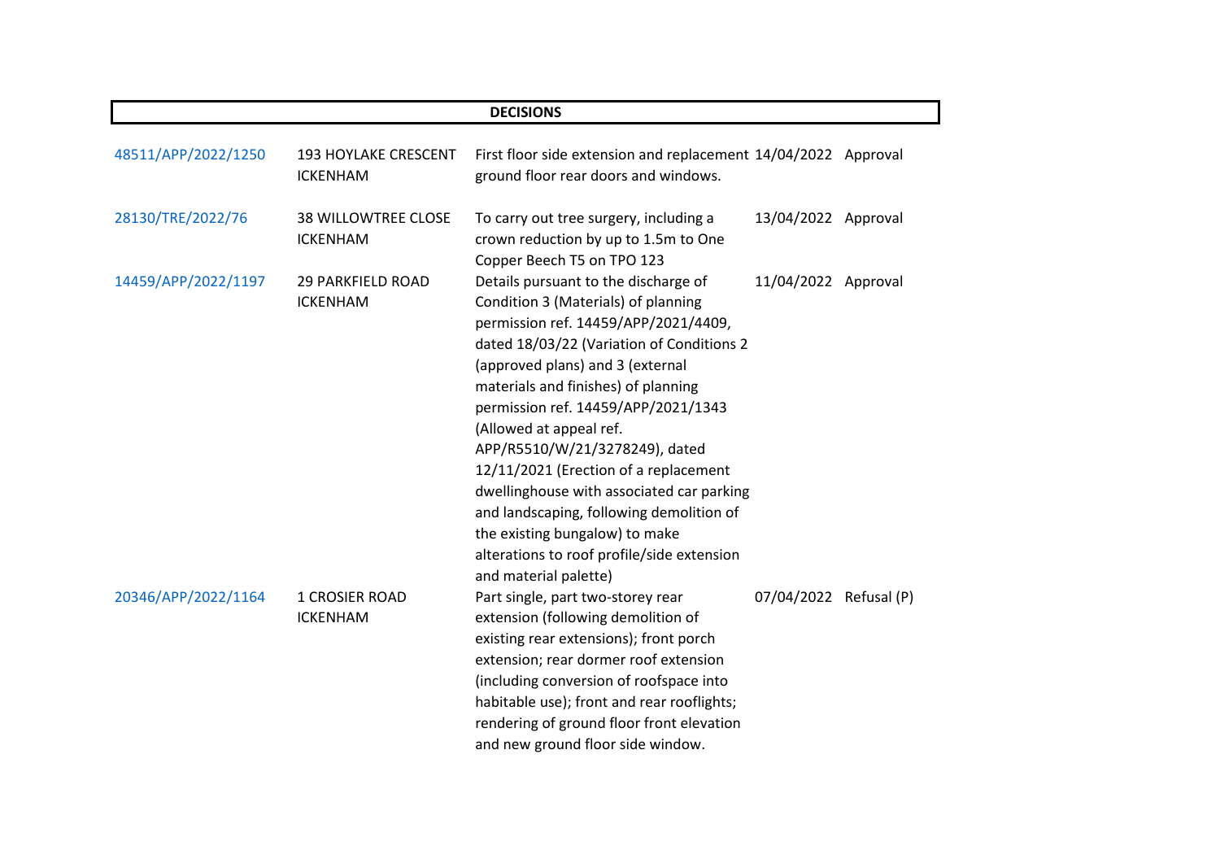## DECISIONS

| | | | | |
|---|---|---|---|---|
| 48511/APP/2022/1250 | 193 HOYLAKE CRESCENT ICKENHAM | First floor side extension and replacement ground floor rear doors and windows. | 14/04/2022 | Approval |
| 28130/TRE/2022/76 | 38 WILLOWTREE CLOSE ICKENHAM | To carry out tree surgery, including a crown reduction by up to 1.5m to One Copper Beech T5 on TPO 123 | 13/04/2022 | Approval |
| 14459/APP/2022/1197 | 29 PARKFIELD ROAD ICKENHAM | Details pursuant to the discharge of Condition 3 (Materials) of planning permission ref. 14459/APP/2021/4409, dated 18/03/22 (Variation of Conditions 2 (approved plans) and 3 (external materials and finishes) of planning permission ref. 14459/APP/2021/1343 (Allowed at appeal ref. APP/R5510/W/21/3278249), dated 12/11/2021 (Erection of a replacement dwellinghouse with associated car parking and landscaping, following demolition of the existing bungalow) to make alterations to roof profile/side extension and material palette) | 11/04/2022 | Approval |
| 20346/APP/2022/1164 | 1 CROSIER ROAD ICKENHAM | Part single, part two-storey rear extension (following demolition of existing rear extensions); front porch extension; rear dormer roof extension (including conversion of roofspace into habitable use); front and rear rooflights; rendering of ground floor front elevation and new ground floor side window. | 07/04/2022 | Refusal (P) |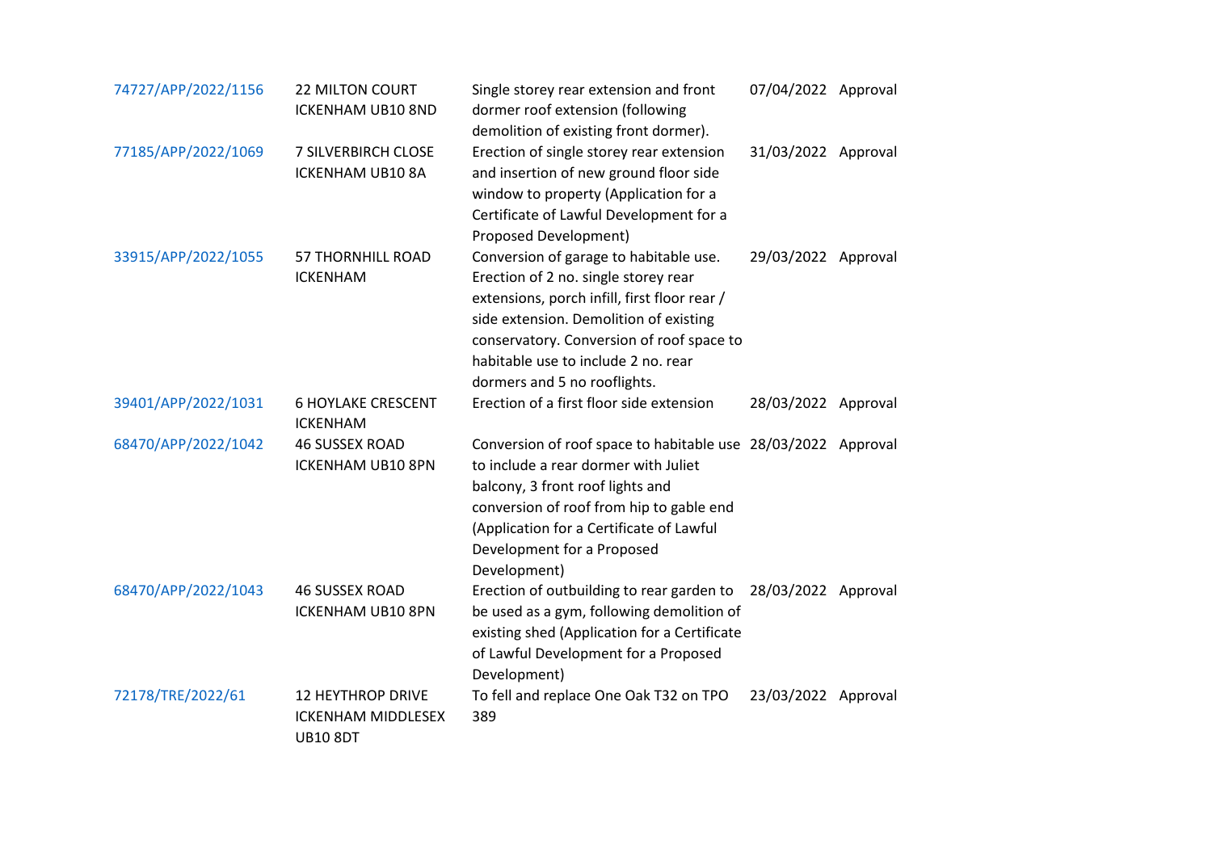| | | | | |
|---|---|---|---|---|
| 74727/APP/2022/1156 | 22 MILTON COURT ICKENHAM UB10 8ND | Single storey rear extension and front dormer roof extension (following demolition of existing front dormer). | 07/04/2022 | Approval |
| 77185/APP/2022/1069 | 7 SILVERBIRCH CLOSE ICKENHAM UB10 8A | Erection of single storey rear extension and insertion of new ground floor side window to property (Application for a Certificate of Lawful Development for a Proposed Development) | 31/03/2022 | Approval |
| 33915/APP/2022/1055 | 57 THORNHILL ROAD ICKENHAM | Conversion of garage to habitable use. Erection of 2 no. single storey rear extensions, porch infill, first floor rear / side extension. Demolition of existing conservatory. Conversion of roof space to habitable use to include 2 no. rear dormers and 5 no rooflights. | 29/03/2022 | Approval |
| 39401/APP/2022/1031 | 6 HOYLAKE CRESCENT ICKENHAM | Erection of a first floor side extension | 28/03/2022 | Approval |
| 68470/APP/2022/1042 | 46 SUSSEX ROAD ICKENHAM UB10 8PN | Conversion of roof space to habitable use to include a rear dormer with Juliet balcony, 3 front roof lights and conversion of roof from hip to gable end (Application for a Certificate of Lawful Development for a Proposed Development) | 28/03/2022 | Approval |
| 68470/APP/2022/1043 | 46 SUSSEX ROAD ICKENHAM UB10 8PN | Erection of outbuilding to rear garden to be used as a gym, following demolition of existing shed (Application for a Certificate of Lawful Development for a Proposed Development) | 28/03/2022 | Approval |
| 72178/TRE/2022/61 | 12 HEYTHROP DRIVE ICKENHAM MIDDLESEX UB10 8DT | To fell and replace One Oak T32 on TPO 389 | 23/03/2022 | Approval |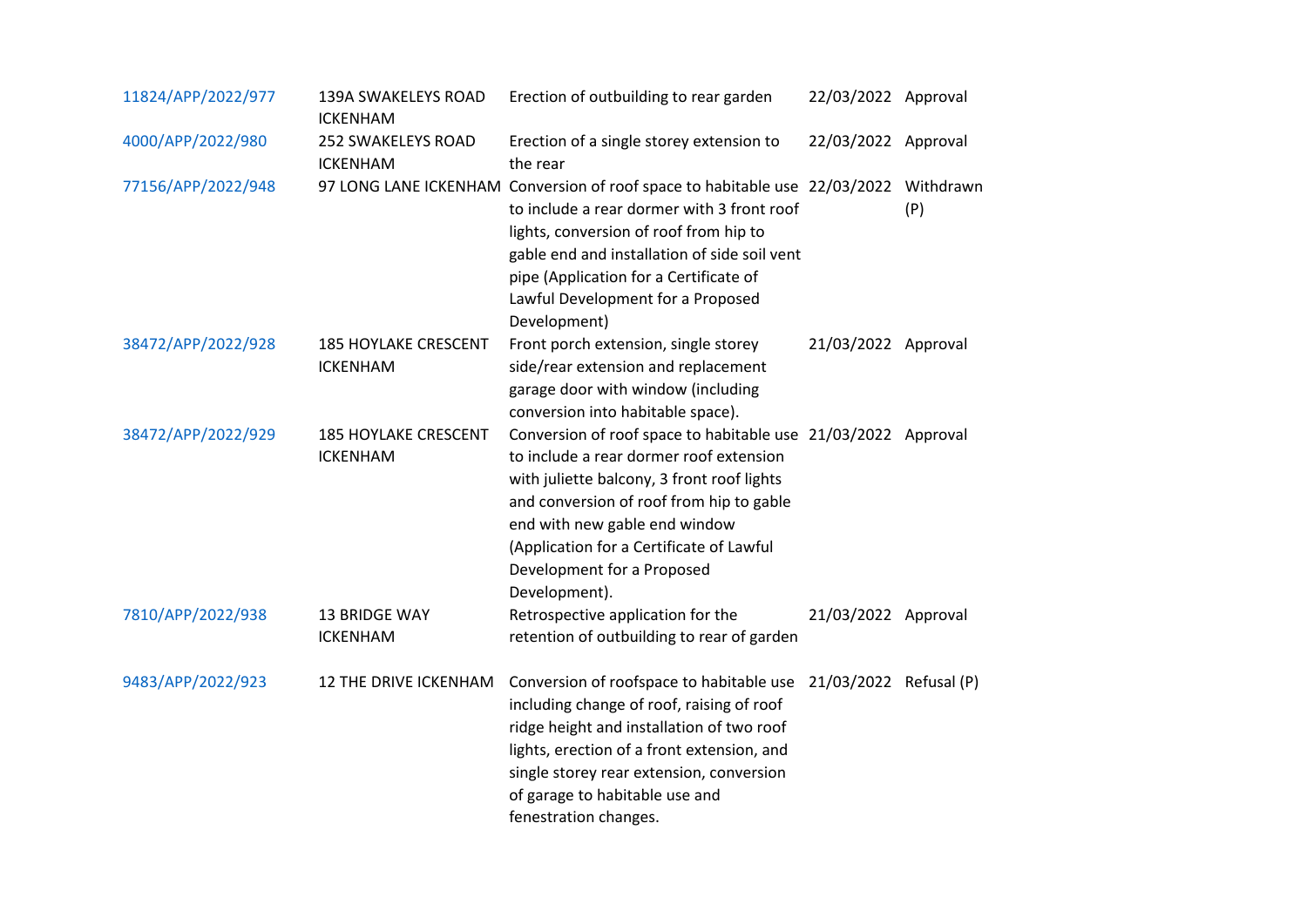| | | | | |
|---|---|---|---|---|
| 11824/APP/2022/977 | 139A SWAKELEYS ROAD ICKENHAM | Erection of outbuilding to rear garden | 22/03/2022 | Approval |
| 4000/APP/2022/980 | 252 SWAKELEYS ROAD ICKENHAM | Erection of a single storey extension to the rear | 22/03/2022 | Approval |
| 77156/APP/2022/948 | 97 LONG LANE ICKENHAM | Conversion of roof space to habitable use to include a rear dormer with 3 front roof lights, conversion of roof from hip to gable end and installation of side soil vent pipe (Application for a Certificate of Lawful Development for a Proposed Development) | 22/03/2022 | Withdrawn (P) |
| 38472/APP/2022/928 | 185 HOYLAKE CRESCENT ICKENHAM | Front porch extension, single storey side/rear extension and replacement garage door with window (including conversion into habitable space). | 21/03/2022 | Approval |
| 38472/APP/2022/929 | 185 HOYLAKE CRESCENT ICKENHAM | Conversion of roof space to habitable use to include a rear dormer roof extension with juliette balcony, 3 front roof lights and conversion of roof from hip to gable end with new gable end window (Application for a Certificate of Lawful Development for a Proposed Development). | 21/03/2022 | Approval |
| 7810/APP/2022/938 | 13 BRIDGE WAY ICKENHAM | Retrospective application for the retention of outbuilding to rear of garden | 21/03/2022 | Approval |
| 9483/APP/2022/923 | 12 THE DRIVE ICKENHAM | Conversion of roofspace to habitable use including change of roof, raising of roof ridge height and installation of two roof lights, erection of a front extension, and single storey rear extension, conversion of garage to habitable use and fenestration changes. | 21/03/2022 | Refusal (P) |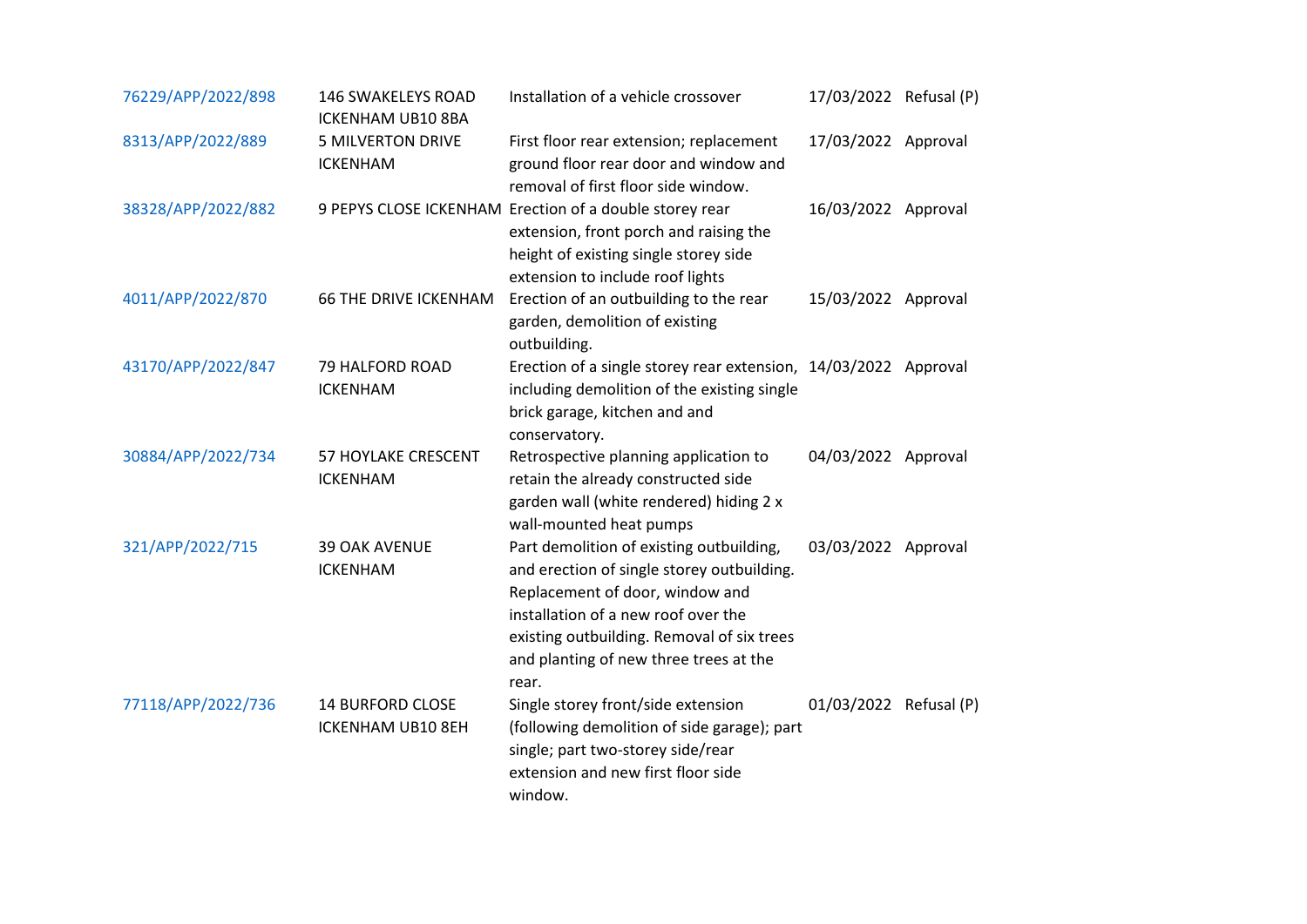| | | | | |
|---|---|---|---|---|
| 76229/APP/2022/898 | 146 SWAKELEYS ROAD ICKENHAM UB10 8BA | Installation of a vehicle crossover | 17/03/2022 | Refusal (P) |
| 8313/APP/2022/889 | 5 MILVERTON DRIVE ICKENHAM | First floor rear extension; replacement ground floor rear door and window and removal of first floor side window. | 17/03/2022 | Approval |
| 38328/APP/2022/882 | 9 PEPYS CLOSE ICKENHAM | Erection of a double storey rear extension, front porch and raising the height of existing single storey side extension to include roof lights | 16/03/2022 | Approval |
| 4011/APP/2022/870 | 66 THE DRIVE ICKENHAM | Erection of an outbuilding to the rear garden, demolition of existing outbuilding. | 15/03/2022 | Approval |
| 43170/APP/2022/847 | 79 HALFORD ROAD ICKENHAM | Erection of a single storey rear extension, including demolition of the existing single brick garage, kitchen and and conservatory. | 14/03/2022 | Approval |
| 30884/APP/2022/734 | 57 HOYLAKE CRESCENT ICKENHAM | Retrospective planning application to retain the already constructed side garden wall (white rendered) hiding 2 x wall-mounted heat pumps | 04/03/2022 | Approval |
| 321/APP/2022/715 | 39 OAK AVENUE ICKENHAM | Part demolition of existing outbuilding, and erection of single storey outbuilding. Replacement of door, window and installation of a new roof over the existing outbuilding. Removal of six trees and planting of new three trees at the rear. | 03/03/2022 | Approval |
| 77118/APP/2022/736 | 14 BURFORD CLOSE ICKENHAM UB10 8EH | Single storey front/side extension (following demolition of side garage); part single; part two-storey side/rear extension and new first floor side window. | 01/03/2022 | Refusal (P) |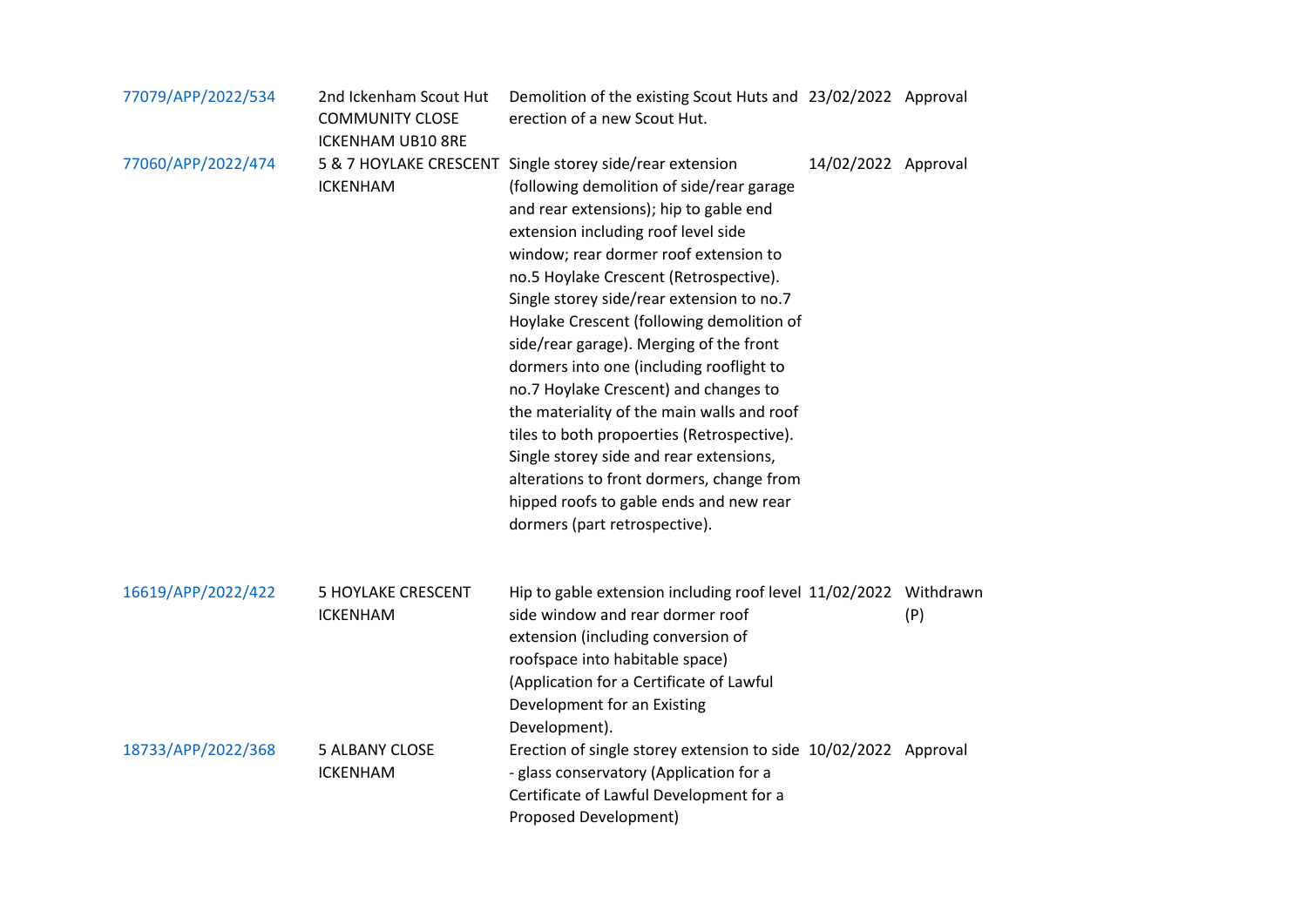| | | | | |
|---|---|---|---|---|
| 77079/APP/2022/534 | 2nd Ickenham Scout Hut COMMUNITY CLOSE ICKENHAM UB10 8RE | Demolition of the existing Scout Huts and erection of a new Scout Hut. | 23/02/2022 | Approval |
| 77060/APP/2022/474 | 5 & 7 HOYLAKE CRESCENT ICKENHAM | Single storey side/rear extension (following demolition of side/rear garage and rear extensions); hip to gable end extension including roof level side window; rear dormer roof extension to no.5 Hoylake Crescent (Retrospective). Single storey side/rear extension to no.7 Hoylake Crescent (following demolition of side/rear garage). Merging of the front dormers into one (including rooflight to no.7 Hoylake Crescent) and changes to the materiality of the main walls and roof tiles to both propoerties (Retrospective). Single storey side and rear extensions, alterations to front dormers, change from hipped roofs to gable ends and new rear dormers (part retrospective). | 14/02/2022 | Approval |
| 16619/APP/2022/422 | 5 HOYLAKE CRESCENT ICKENHAM | Hip to gable extension including roof level side window and rear dormer roof extension (including conversion of roofspace into habitable space) (Application for a Certificate of Lawful Development for an Existing Development). | 11/02/2022 | Withdrawn (P) |
| 18733/APP/2022/368 | 5 ALBANY CLOSE ICKENHAM | Erection of single storey extension to side - glass conservatory (Application for a Certificate of Lawful Development for a Proposed Development) | 10/02/2022 | Approval |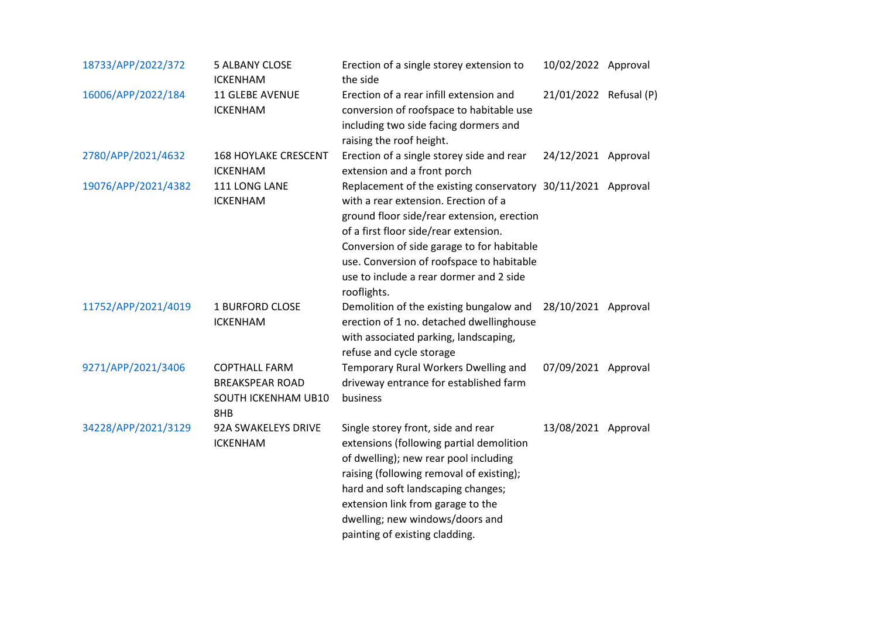| | | | | |
|---|---|---|---|---|
| 18733/APP/2022/372 | 5 ALBANY CLOSE ICKENHAM | Erection of a single storey extension to the side | 10/02/2022 | Approval |
| 16006/APP/2022/184 | 11 GLEBE AVENUE ICKENHAM | Erection of a rear infill extension and conversion of roofspace to habitable use including two side facing dormers and raising the roof height. | 21/01/2022 | Refusal (P) |
| 2780/APP/2021/4632 | 168 HOYLAKE CRESCENT ICKENHAM | Erection of a single storey side and rear extension and a front porch | 24/12/2021 | Approval |
| 19076/APP/2021/4382 | 111 LONG LANE ICKENHAM | Replacement of the existing conservatory with a rear extension. Erection of a ground floor side/rear extension, erection of a first floor side/rear extension. Conversion of side garage to for habitable use. Conversion of roofspace to habitable use to include a rear dormer and 2 side rooflights. | 30/11/2021 | Approval |
| 11752/APP/2021/4019 | 1 BURFORD CLOSE ICKENHAM | Demolition of the existing bungalow and erection of 1 no. detached dwellinghouse with associated parking, landscaping, refuse and cycle storage | 28/10/2021 | Approval |
| 9271/APP/2021/3406 | COPTHALL FARM BREAKSPEAR ROAD SOUTH ICKENHAM UB10 8HB | Temporary Rural Workers Dwelling and driveway entrance for established farm business | 07/09/2021 | Approval |
| 34228/APP/2021/3129 | 92A SWAKELEYS DRIVE ICKENHAM | Single storey front, side and rear extensions (following partial demolition of dwelling); new rear pool including raising (following removal of existing); hard and soft landscaping changes; extension link from garage to the dwelling; new windows/doors and painting of existing cladding. | 13/08/2021 | Approval |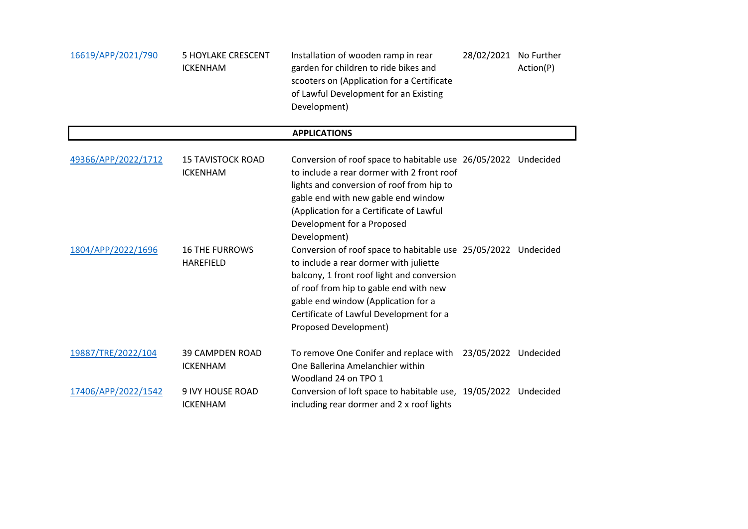| | | | | |
|---|---|---|---|---|
| 16619/APP/2021/790 | 5 HOYLAKE CRESCENT ICKENHAM | Installation of wooden ramp in rear garden for children to ride bikes and scooters on (Application for a Certificate of Lawful Development for an Existing Development) | 28/02/2021 | No Further Action(P) |

**APPLICATIONS**

| | | | | |
|---|---|---|---|---|
| 49366/APP/2022/1712 | 15 TAVISTOCK ROAD ICKENHAM | Conversion of roof space to habitable use to include a rear dormer with 2 front roof lights and conversion of roof from hip to gable end with new gable end window (Application for a Certificate of Lawful Development for a Proposed Development) | 26/05/2022 | Undecided |
| 1804/APP/2022/1696 | 16 THE FURROWS HAREFIELD | Conversion of roof space to habitable use to include a rear dormer with juliette balcony, 1 front roof light and conversion of roof from hip to gable end with new gable end window (Application for a Certificate of Lawful Development for a Proposed Development) | 25/05/2022 | Undecided |
| 19887/TRE/2022/104 | 39 CAMPDEN ROAD ICKENHAM | To remove One Conifer and replace with One Ballerina Amelanchier within Woodland 24 on TPO 1 | 23/05/2022 | Undecided |
| 17406/APP/2022/1542 | 9 IVY HOUSE ROAD ICKENHAM | Conversion of loft space to habitable use, including rear dormer and 2 x roof lights | 19/05/2022 | Undecided |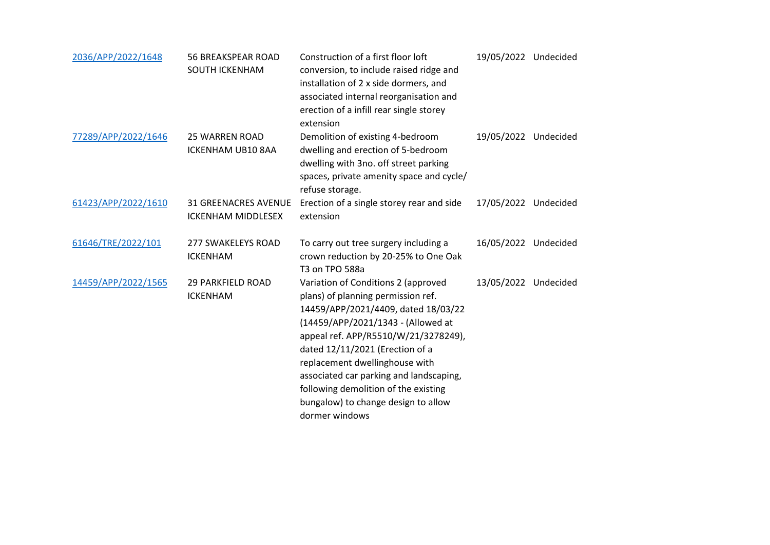| | | | | |
|---|---|---|---|---|
| 2036/APP/2022/1648 | 56 BREAKSPEAR ROAD SOUTH ICKENHAM | Construction of a first floor loft conversion, to include raised ridge and installation of 2 x side dormers, and associated internal reorganisation and erection of a infill rear single storey extension | 19/05/2022 | Undecided |
| 77289/APP/2022/1646 | 25 WARREN ROAD ICKENHAM UB10 8AA | Demolition of existing 4-bedroom dwelling and erection of 5-bedroom dwelling with 3no. off street parking spaces, private amenity space and cycle/ refuse storage. | 19/05/2022 | Undecided |
| 61423/APP/2022/1610 | 31 GREENACRES AVENUE ICKENHAM MIDDLESEX | Erection of a single storey rear and side extension | 17/05/2022 | Undecided |
| 61646/TRE/2022/101 | 277 SWAKELEYS ROAD ICKENHAM | To carry out tree surgery including a crown reduction by 20-25% to One Oak T3 on TPO 588a | 16/05/2022 | Undecided |
| 14459/APP/2022/1565 | 29 PARKFIELD ROAD ICKENHAM | Variation of Conditions 2 (approved plans) of planning permission ref. 14459/APP/2021/4409, dated 18/03/22 (14459/APP/2021/1343 - (Allowed at appeal ref. APP/R5510/W/21/3278249), dated 12/11/2021 (Erection of a replacement dwellinghouse with associated car parking and landscaping, following demolition of the existing bungalow) to change design to allow dormer windows | 13/05/2022 | Undecided |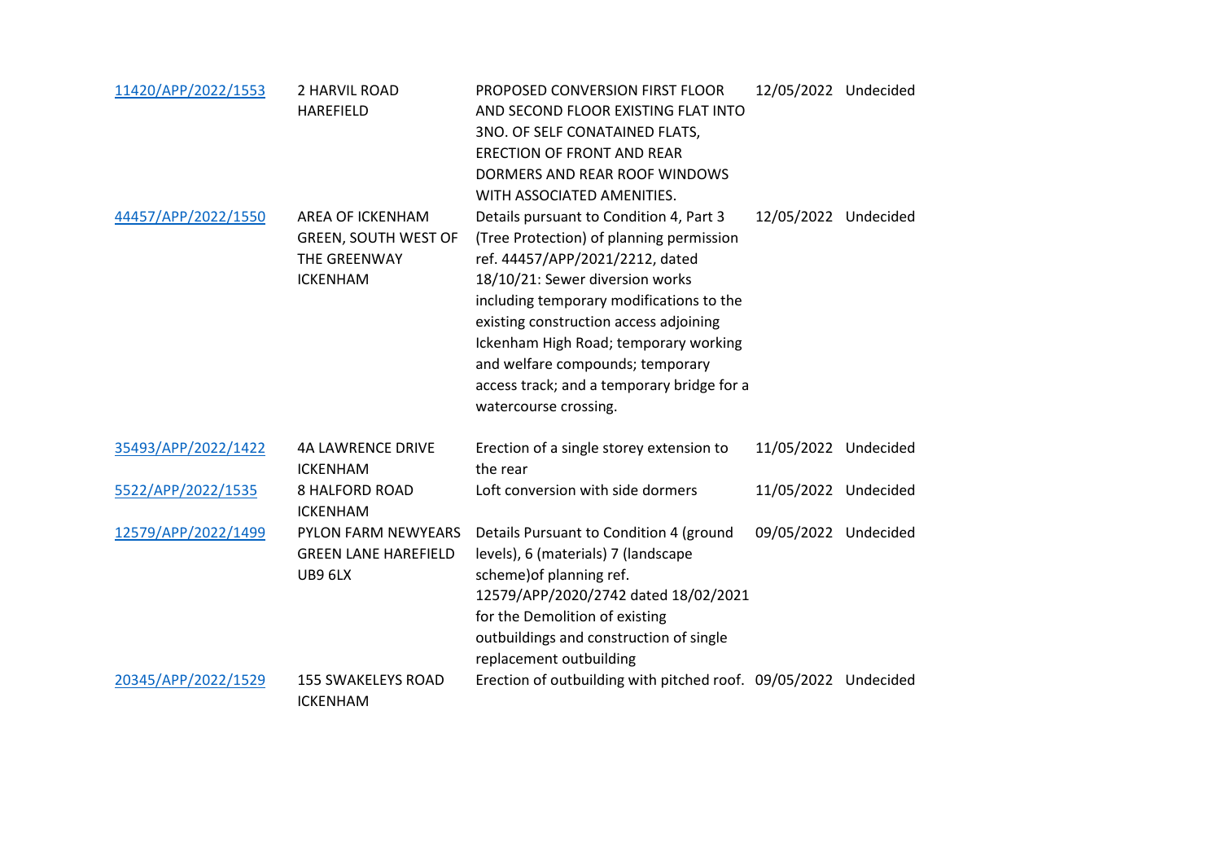| | | | | |
|---|---|---|---|---|
| 11420/APP/2022/1553 | 2 HARVIL ROAD HAREFIELD | PROPOSED CONVERSION FIRST FLOOR AND SECOND FLOOR EXISTING FLAT INTO 3NO. OF SELF CONATAINED FLATS, ERECTION OF FRONT AND REAR DORMERS AND REAR ROOF WINDOWS WITH ASSOCIATED AMENITIES. | 12/05/2022 | Undecided |
| 44457/APP/2022/1550 | AREA OF ICKENHAM GREEN, SOUTH WEST OF THE GREENWAY ICKENHAM | Details pursuant to Condition 4, Part 3 (Tree Protection) of planning permission ref. 44457/APP/2021/2212, dated 18/10/21: Sewer diversion works including temporary modifications to the existing construction access adjoining Ickenham High Road; temporary working and welfare compounds; temporary access track; and a temporary bridge for a watercourse crossing. | 12/05/2022 | Undecided |
| 35493/APP/2022/1422 | 4A LAWRENCE DRIVE ICKENHAM | Erection of a single storey extension to the rear | 11/05/2022 | Undecided |
| 5522/APP/2022/1535 | 8 HALFORD ROAD ICKENHAM | Loft conversion with side dormers | 11/05/2022 | Undecided |
| 12579/APP/2022/1499 | PYLON FARM NEWYEARS GREEN LANE HAREFIELD UB9 6LX | Details Pursuant to Condition 4 (ground levels), 6 (materials) 7 (landscape scheme)of planning ref. 12579/APP/2020/2742 dated 18/02/2021 for the Demolition of existing outbuildings and construction of single replacement outbuilding | 09/05/2022 | Undecided |
| 20345/APP/2022/1529 | 155 SWAKELEYS ROAD ICKENHAM | Erection of outbuilding with pitched roof. | 09/05/2022 | Undecided |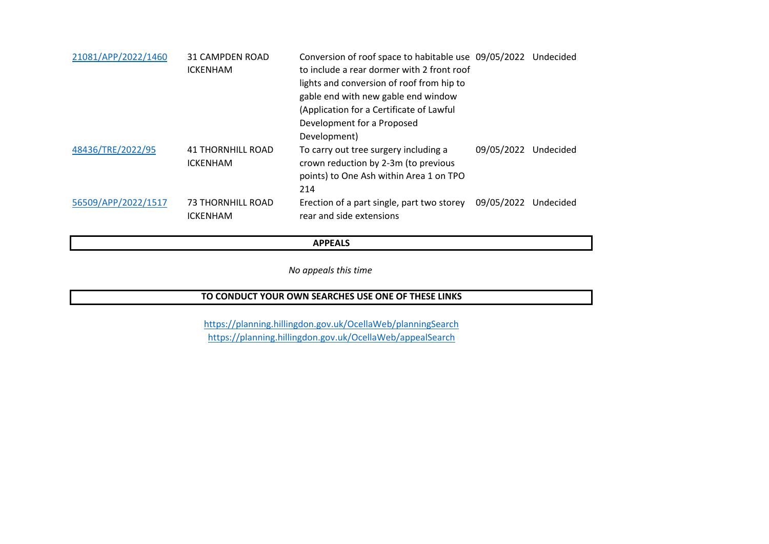| | | | | |
|---|---|---|---|---|
| 21081/APP/2022/1460 | 31 CAMPDEN ROAD ICKENHAM | Conversion of roof space to habitable use to include a rear dormer with 2 front roof lights and conversion of roof from hip to gable end with new gable end window (Application for a Certificate of Lawful Development for a Proposed Development) | 09/05/2022 | Undecided |
| 48436/TRE/2022/95 | 41 THORNHILL ROAD ICKENHAM | To carry out tree surgery including a crown reduction by 2-3m (to previous points) to One Ash within Area 1 on TPO 214 | 09/05/2022 | Undecided |
| 56509/APP/2022/1517 | 73 THORNHILL ROAD ICKENHAM | Erection of a part single, part two storey rear and side extensions | 09/05/2022 | Undecided |

**APPEALS**

*No appeals this time*

**TO CONDUCT YOUR OWN SEARCHES USE ONE OF THESE LINKS**

https://planning.hillingdon.gov.uk/OcellaWeb/planningSearch
https://planning.hillingdon.gov.uk/OcellaWeb/appealSearch